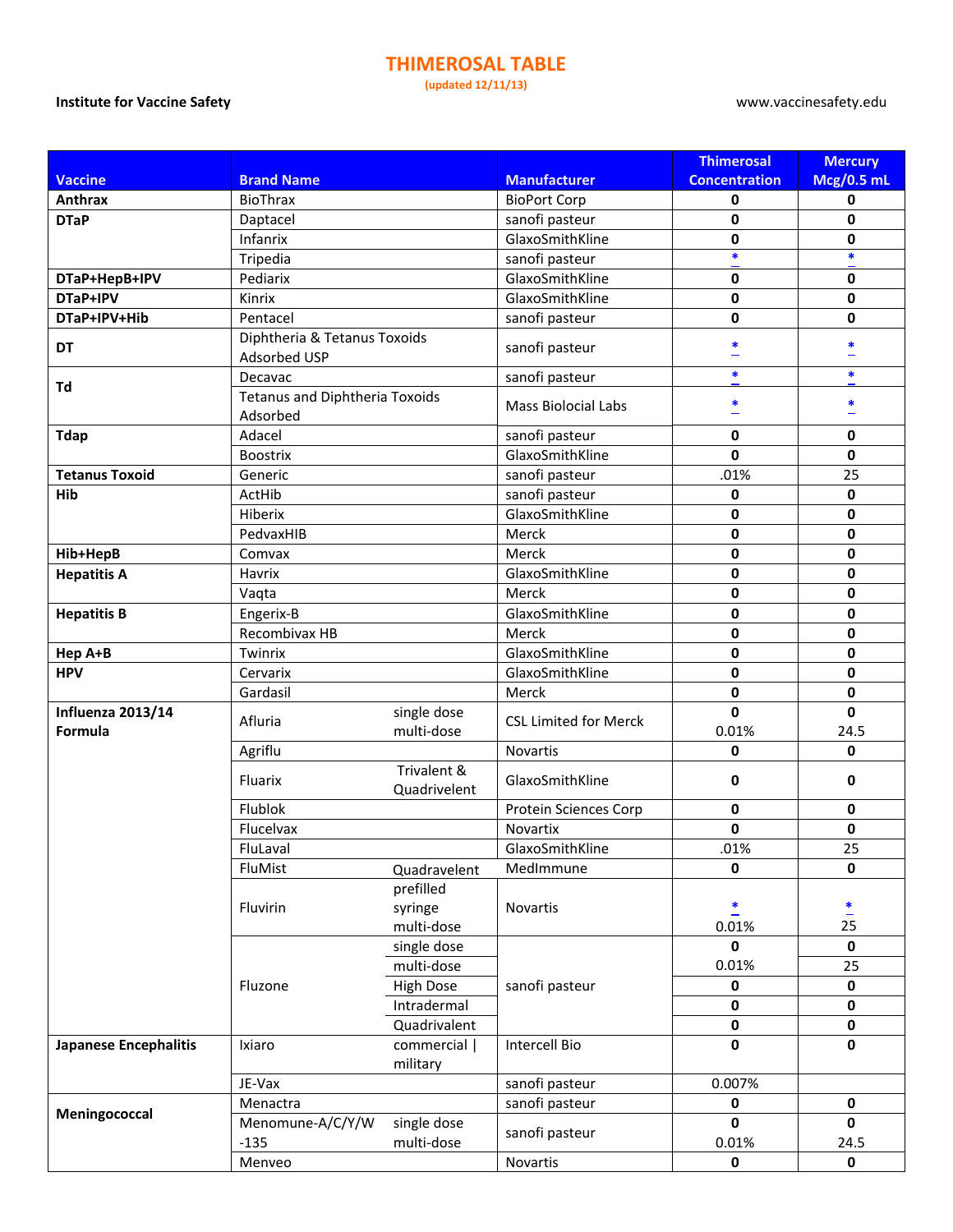# THIMEROSAL TABLE

(updated 12/11/13)

**Institute for Vaccine Safety** www.vaccinesafety.edu

| Vaccine | Brand Name | | Manufacturer | Thimerosal Concentration | Mercury Mcg/0.5 mL |
|---|---|---|---|---|---|
| **Anthrax** | BioThrax | | BioPort Corp | **0** | **0** |
| **DTaP** | Daptacel | | sanofi pasteur | **0** | **0** |
| | Infanrix | | GlaxoSmithKline | **0** | **0** |
| | Tripedia | | sanofi pasteur | * | * |
| **DTaP+HepB+IPV** | Pediarix | | GlaxoSmithKline | **0** | **0** |
| **DTaP+IPV** | Kinrix | | GlaxoSmithKline | **0** | **0** |
| **DTaP+IPV+Hib** | Pentacel | | sanofi pasteur | **0** | **0** |
| **DT** | Diphtheria & Tetanus Toxoids Adsorbed USP | | sanofi pasteur | * | * |
| **Td** | Decavac | | sanofi pasteur | * | * |
| | Tetanus and Diphtheria Toxoids Adsorbed | | Mass Biolocial Labs | * | * |
| **Tdap** | Adacel | | sanofi pasteur | **0** | **0** |
| | Boostrix | | GlaxoSmithKline | **0** | **0** |
| **Tetanus Toxoid** | Generic | | sanofi pasteur | .01% | 25 |
| **Hib** | ActHib | | sanofi pasteur | **0** | **0** |
| | Hiberix | | GlaxoSmithKline | **0** | **0** |
| | PedvaxHIB | | Merck | **0** | **0** |
| **Hib+HepB** | Comvax | | Merck | **0** | **0** |
| **Hepatitis A** | Havrix | | GlaxoSmithKline | **0** | **0** |
| | Vaqta | | Merck | **0** | **0** |
| **Hepatitis B** | Engerix-B | | GlaxoSmithKline | **0** | **0** |
| | Recombivax HB | | Merck | **0** | **0** |
| **Hep A+B** | Twinrix | | GlaxoSmithKline | **0** | **0** |
| **HPV** | Cervarix | | GlaxoSmithKline | **0** | **0** |
| | Gardasil | | Merck | **0** | **0** |
| **Influenza 2013/14 Formula** | Afluria | single dose | CSL Limited for Merck | **0** | **0** |
| | | multi-dose | | 0.01% | 24.5 |
| | Agriflu | | Novartis | **0** | **0** |
| | Fluarix | Trivalent & Quadrivelent | GlaxoSmithKline | **0** | **0** |
| | Flublok | | Protein Sciences Corp | **0** | **0** |
| | Flucelvax | | Novartix | **0** | **0** |
| | FluLaval | | GlaxoSmithKline | .01% | 25 |
| | FluMist | Quadravelent | MedImmune | **0** | **0** |
| | Fluvirin | prefilled syringe | Novartis | * | * |
| | | multi-dose | | 0.01% | 25 |
| | Fluzone | single dose | sanofi pasteur | **0** | **0** |
| | | multi-dose | | 0.01% | 25 |
| | | High Dose | | **0** | **0** |
| | | Intradermal | | **0** | **0** |
| | | Quadrivalent | | **0** | **0** |
| **Japanese Encephalitis** | Ixiaro | commercial \| military | Intercell Bio | **0** | **0** |
| | JE-Vax | | sanofi pasteur | 0.007% | |
| **Meningococcal** | Menactra | | sanofi pasteur | **0** | **0** |
| | Menomune-A/C/Y/W-135 | single dose | sanofi pasteur | **0** | **0** |
| | | multi-dose | | 0.01% | 24.5 |
| | Menveo | | Novartis | **0** | **0** |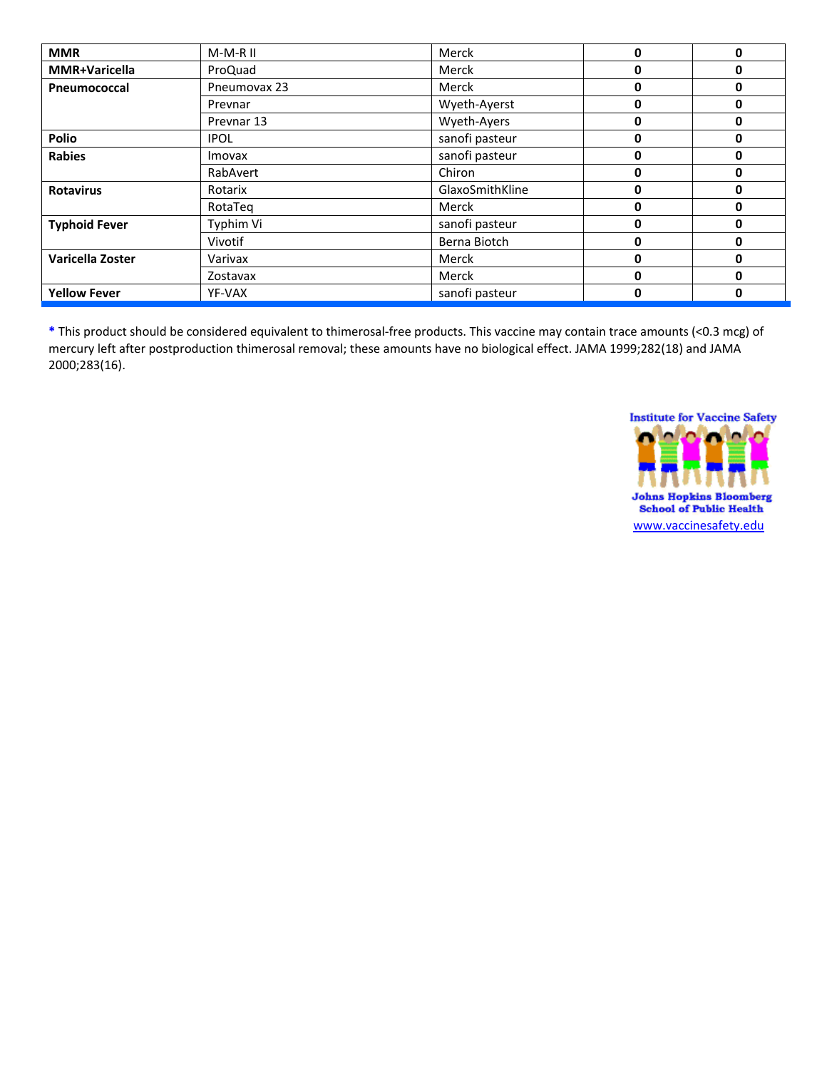| | | | | |
|---|---|---|---|---|
| **MMR** | M-M-R II | Merck | **0** | **0** |
| **MMR+Varicella** | ProQuad | Merck | **0** | **0** |
| **Pneumococcal** | Pneumovax 23 | Merck | **0** | **0** |
| | Prevnar | Wyeth-Ayerst | **0** | **0** |
| | Prevnar 13 | Wyeth-Ayers | **0** | **0** |
| **Polio** | IPOL | sanofi pasteur | **0** | **0** |
| **Rabies** | Imovax | sanofi pasteur | **0** | **0** |
| | RabAvert | Chiron | **0** | **0** |
| **Rotavirus** | Rotarix | GlaxoSmithKline | **0** | **0** |
| | RotaTeq | Merck | **0** | **0** |
| **Typhoid Fever** | Typhim Vi | sanofi pasteur | **0** | **0** |
| | Vivotif | Berna Biotch | **0** | **0** |
| **Varicella Zoster** | Varivax | Merck | **0** | **0** |
| | Zostavax | Merck | **0** | **0** |
| **Yellow Fever** | YF-VAX | sanofi pasteur | **0** | **0** |

**\*** This product should be considered equivalent to thimerosal-free products. This vaccine may contain trace amounts (<0.3 mcg) of mercury left after postproduction thimerosal removal; these amounts have no biological effect. JAMA 1999;282(18) and JAMA 2000;283(16).

Institute for Vaccine Safety

Johns Hopkins Bloomberg School of Public Health

www.vaccinesafety.edu